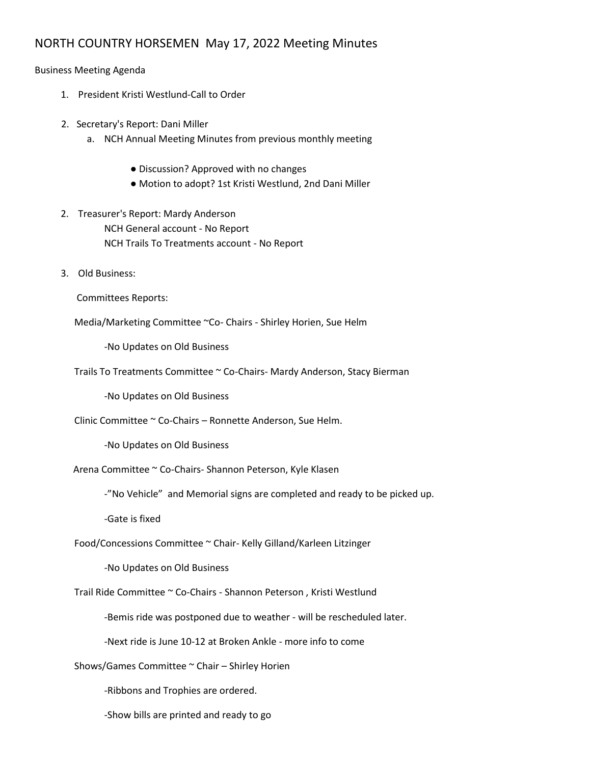# NORTH COUNTRY HORSEMEN May 17, 2022 Meeting Minutes

Business Meeting Agenda

1. President Kristi Westlund-Call to Order

2. Secretary's Report: Dani Miller
   a. NCH Annual Meeting Minutes from previous monthly meeting
      - Discussion? Approved with no changes
      - Motion to adopt? 1st Kristi Westlund, 2nd Dani Miller

2. Treasurer's Report: Mardy Anderson
   NCH General account - No Report
   NCH Trails To Treatments account - No Report

3. Old Business:

Committees Reports:

Media/Marketing Committee ~Co- Chairs - Shirley Horien, Sue Helm

-No Updates on Old Business

Trails To Treatments Committee ~ Co-Chairs- Mardy Anderson, Stacy Bierman

-No Updates on Old Business

Clinic Committee ~ Co-Chairs – Ronnette Anderson, Sue Helm.

-No Updates on Old Business

Arena Committee ~ Co-Chairs- Shannon Peterson, Kyle Klasen

-"No Vehicle" and Memorial signs are completed and ready to be picked up.

-Gate is fixed

Food/Concessions Committee ~ Chair- Kelly Gilland/Karleen Litzinger

-No Updates on Old Business

Trail Ride Committee ~ Co-Chairs - Shannon Peterson , Kristi Westlund

-Bemis ride was postponed due to weather - will be rescheduled later.

-Next ride is June 10-12 at Broken Ankle - more info to come

Shows/Games Committee ~ Chair – Shirley Horien

-Ribbons and Trophies are ordered.

-Show bills are printed and ready to go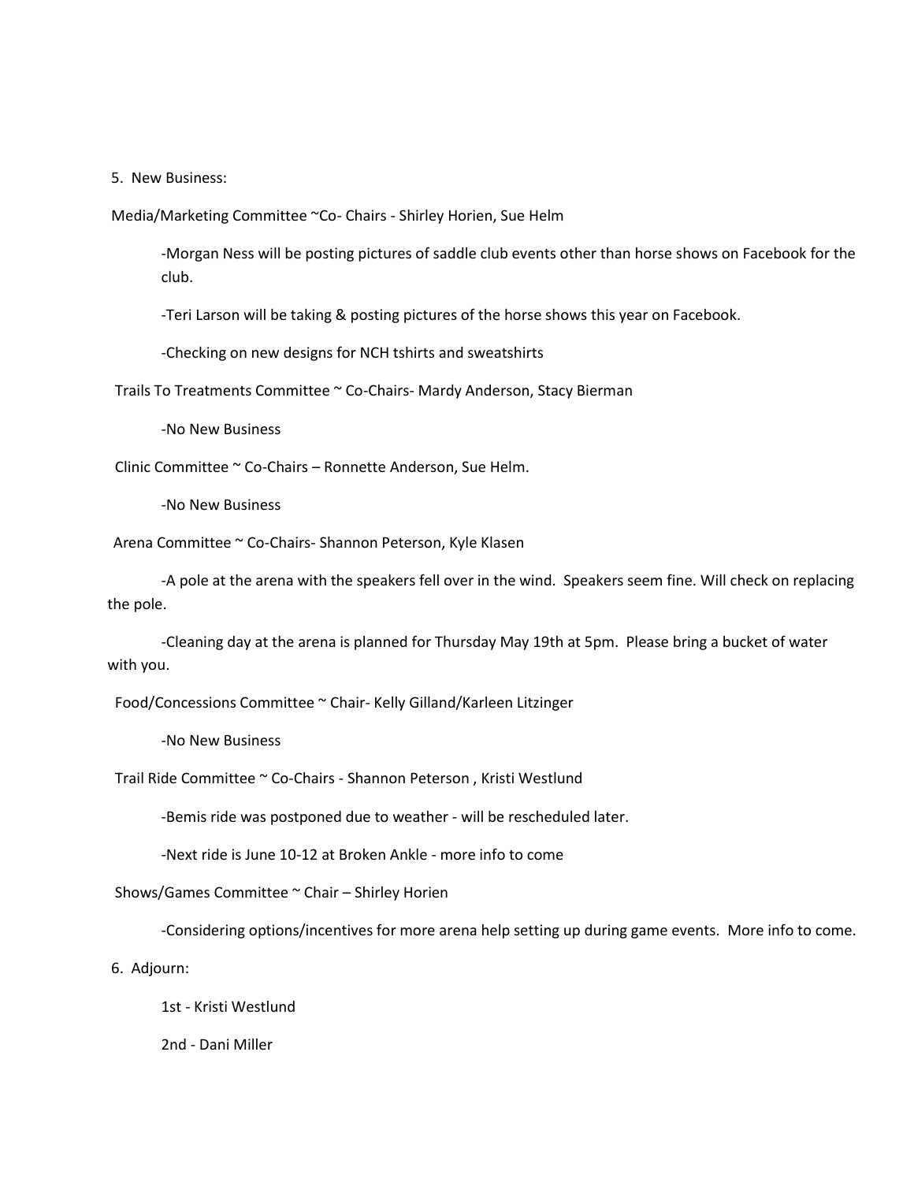5. New Business:

Media/Marketing Committee ~Co- Chairs - Shirley Horien, Sue Helm

-Morgan Ness will be posting pictures of saddle club events other than horse shows on Facebook for the club.

-Teri Larson will be taking & posting pictures of the horse shows this year on Facebook.

-Checking on new designs for NCH tshirts and sweatshirts

Trails To Treatments Committee ~ Co-Chairs- Mardy Anderson, Stacy Bierman

-No New Business

Clinic Committee ~ Co-Chairs – Ronnette Anderson, Sue Helm.

-No New Business

Arena Committee ~ Co-Chairs- Shannon Peterson, Kyle Klasen

-A pole at the arena with the speakers fell over in the wind. Speakers seem fine. Will check on replacing the pole.

-Cleaning day at the arena is planned for Thursday May 19th at 5pm. Please bring a bucket of water with you.

Food/Concessions Committee ~ Chair- Kelly Gilland/Karleen Litzinger

-No New Business

Trail Ride Committee ~ Co-Chairs - Shannon Peterson , Kristi Westlund

-Bemis ride was postponed due to weather - will be rescheduled later.

-Next ride is June 10-12 at Broken Ankle - more info to come

Shows/Games Committee ~ Chair – Shirley Horien

-Considering options/incentives for more arena help setting up during game events. More info to come.

6. Adjourn:

1st - Kristi Westlund

2nd - Dani Miller